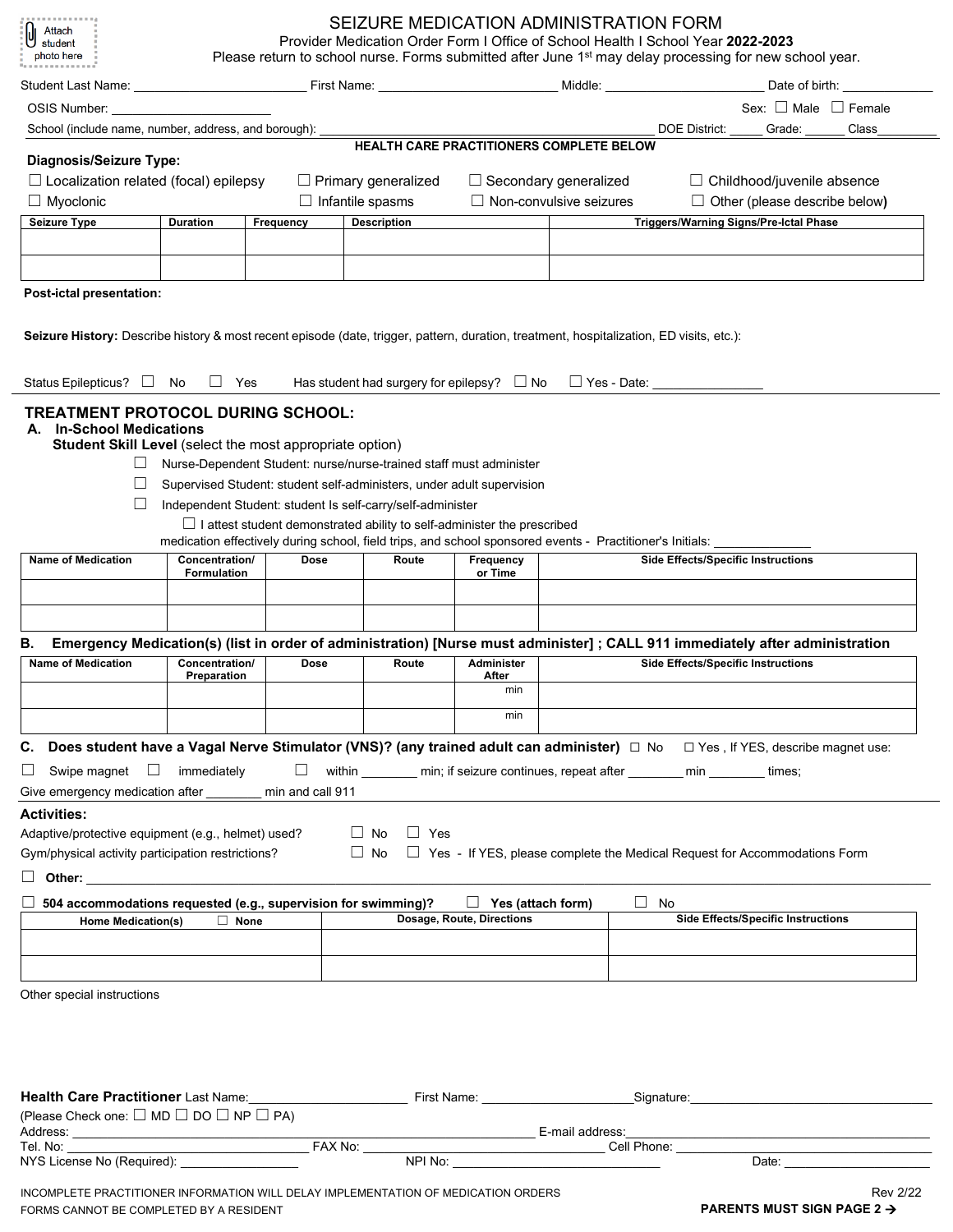Attach student photo here

# SEIZURE MEDICATION ADMINISTRATION FORM

Provider Medication Order Form I Office of School Health I School Year **2022-2023**

Please return to school nurse. Forms submitted after June 1st may delay processing for new school year.

Student Last Name: ________________________ First Name: ________________________ Middle: ______________________ Date of birth: ____________

OSIS Number: ______________________ Sex: ☐ Male ☐ Female

School (include name, number, address, and borough): ____________________________________________ DOE District: _____ Grade: ______ Class________

**HEALTH CARE PRACTITIONERS COMPLETE BELOW**

**Diagnosis/Seizure Type:**

☐ Localization related (focal) epilepsy ☐ Primary generalized ☐ Secondary generalized ☐ Childhood/juvenile absence

☐ Myoclonic ☐ Infantile spasms ☐ Non-convulsive seizures ☐ Other (please describe below)

| Seizure Type | Duration | Frequency | Description | Triggers/Warning Signs/Pre-Ictal Phase |
|---|---|---|---|---|
| | | | | |
| | | | | |

**Post-ictal presentation:**

**Seizure History:** Describe history & most recent episode (date, trigger, pattern, duration, treatment, hospitalization, ED visits, etc.):

Status Epilepticus? ☐ No ☐ Yes Has student had surgery for epilepsy? ☐ No ☐ Yes - Date: _______________

## TREATMENT PROTOCOL DURING SCHOOL:

### A. In-School Medications

**Student Skill Level** (select the most appropriate option)

☐ Nurse-Dependent Student: nurse/nurse-trained staff must administer

☐ Supervised Student: student self-administers, under adult supervision

☐ Independent Student: student Is self-carry/self-administer

☐ I attest student demonstrated ability to self-administer the prescribed medication effectively during school, field trips, and school sponsored events - Practitioner's Initials: _____________

| Name of Medication | Concentration/ Formulation | Dose | Route | Frequency or Time | Side Effects/Specific Instructions |
|---|---|---|---|---|---|
| | | | | | |
| | | | | | |

### B. Emergency Medication(s) (list in order of administration) [Nurse must administer] ; CALL 911 immediately after administration

| Name of Medication | Concentration/ Preparation | Dose | Route | Administer After | Side Effects/Specific Instructions |
|---|---|---|---|---|---|
| | | | | min | |
| | | | | min | |

### C. Does student have a Vagal Nerve Stimulator (VNS)? (any trained adult can administer) ☐ No ☐ Yes , If YES, describe magnet use:

☐ Swipe magnet ☐ immediately ☐ within ________ min; if seizure continues, repeat after ________ min ________ times;

Give emergency medication after ________ min and call 911

**Activities:**

Adaptive/protective equipment (e.g., helmet) used? ☐ No ☐ Yes

Gym/physical activity participation restrictions? ☐ No ☐ Yes - If YES, please complete the Medical Request for Accommodations Form

☐ **Other:** ____________________________________________

☐ **504 accommodations requested (e.g., supervision for swimming)?** ☐ **Yes (attach form)** ☐ No

| Home Medication(s) ☐ None | Dosage, Route, Directions | Side Effects/Specific Instructions |
|---|---|---|
| | | |
| | | |

Other special instructions

**Health Care Practitioner** Last Name:______________________ First Name: _____________________Signature:________________________________

(Please Check one: ☐ MD ☐ DO ☐ NP ☐ PA)

Address: ______________________________________________ E-mail address:______________________________

Tel. No: ______________________________ FAX No: ______________________________ Cell Phone: ______________________________

NYS License No (Required): ________________ NPI No: ______________________________ Date: ____________________

INCOMPLETE PRACTITIONER INFORMATION WILL DELAY IMPLEMENTATION OF MEDICATION ORDERS

FORMS CANNOT BE COMPLETED BY A RESIDENT

Rev 2/22

**PARENTS MUST SIGN PAGE 2 →**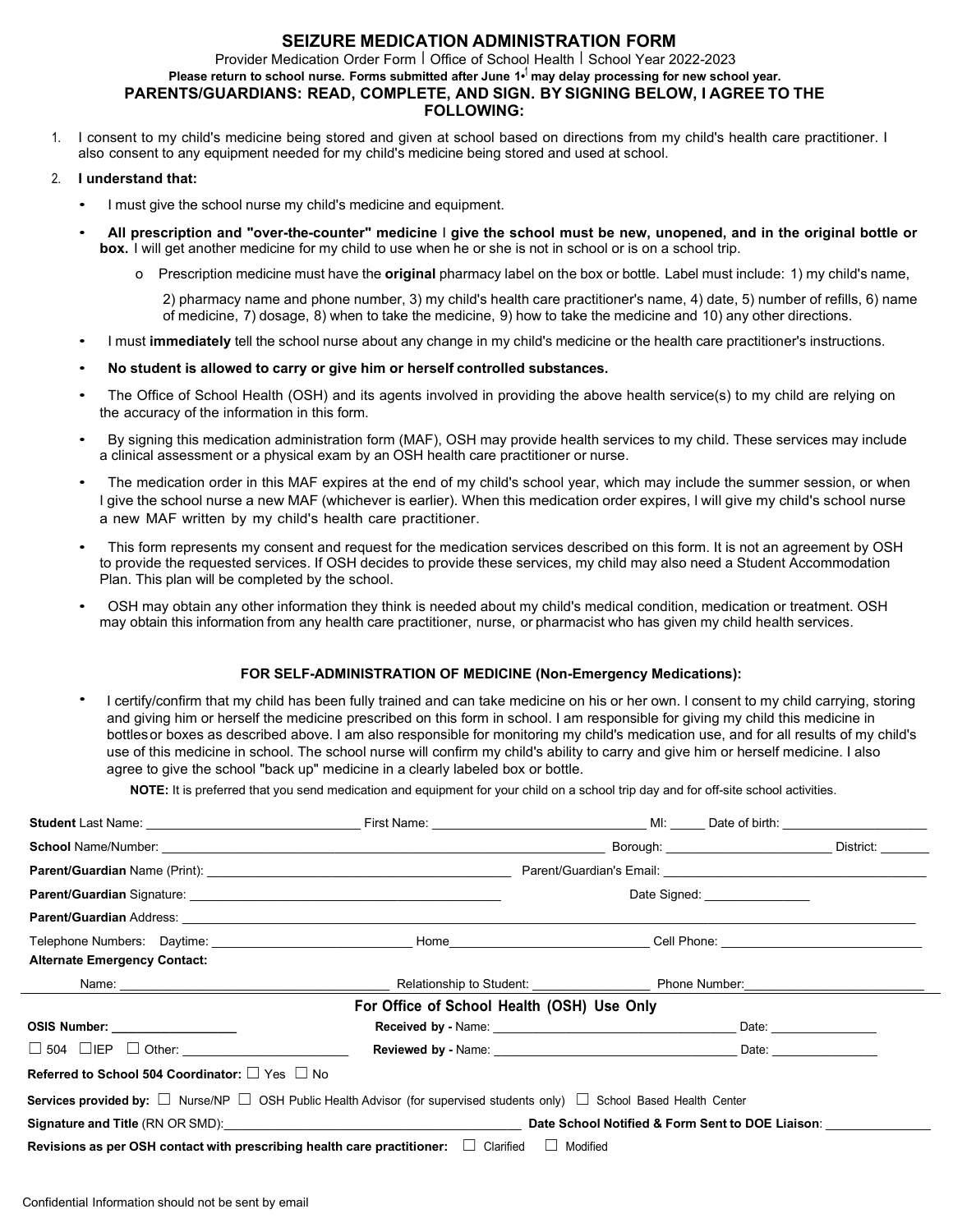# SEIZURE MEDICATION ADMINISTRATION FORM

Provider Medication Order Form | Office of School Health | School Year 2022-2023

**Please return to school nurse. Forms submitted after June 1st may delay processing for new school year.**

**PARENTS/GUARDIANS: READ, COMPLETE, AND SIGN. BY SIGNING BELOW, I AGREE TO THE FOLLOWING:**

1. I consent to my child's medicine being stored and given at school based on directions from my child's health care practitioner. I also consent to any equipment needed for my child's medicine being stored and used at school.
2. **I understand that:**
   - I must give the school nurse my child's medicine and equipment.
   - **All prescription and "over-the-counter" medicine I give the school must be new, unopened, and in the original bottle or box.** I will get another medicine for my child to use when he or she is not in school or is on a school trip.
     - Prescription medicine must have the **original** pharmacy label on the box or bottle. Label must include: 1) my child's name, 2) pharmacy name and phone number, 3) my child's health care practitioner's name, 4) date, 5) number of refills, 6) name of medicine, 7) dosage, 8) when to take the medicine, 9) how to take the medicine and 10) any other directions.
   - I must **immediately** tell the school nurse about any change in my child's medicine or the health care practitioner's instructions.
   - **No student is allowed to carry or give him or herself controlled substances.**
   - The Office of School Health (OSH) and its agents involved in providing the above health service(s) to my child are relying on the accuracy of the information in this form.
   - By signing this medication administration form (MAF), OSH may provide health services to my child. These services may include a clinical assessment or a physical exam by an OSH health care practitioner or nurse.
   - The medication order in this MAF expires at the end of my child's school year, which may include the summer session, or when I give the school nurse a new MAF (whichever is earlier). When this medication order expires, I will give my child's school nurse a new MAF written by my child's health care practitioner.
   - This form represents my consent and request for the medication services described on this form. It is not an agreement by OSH to provide the requested services. If OSH decides to provide these services, my child may also need a Student Accommodation Plan. This plan will be completed by the school.
   - OSH may obtain any other information they think is needed about my child's medical condition, medication or treatment. OSH may obtain this information from any health care practitioner, nurse, or pharmacist who has given my child health services.

**FOR SELF-ADMINISTRATION OF MEDICINE (Non-Emergency Medications):**

- I certify/confirm that my child has been fully trained and can take medicine on his or her own. I consent to my child carrying, storing and giving him or herself the medicine prescribed on this form in school. I am responsible for giving my child this medicine in bottles or boxes as described above. I am also responsible for monitoring my child's medication use, and for all results of my child's use of this medicine in school. The school nurse will confirm my child's ability to carry and give him or herself medicine. I also agree to give the school "back up" medicine in a clearly labeled box or bottle.

**NOTE:** It is preferred that you send medication and equipment for your child on a school trip day and for off-site school activities.

**Student** Last Name: ______________________ First Name: ______________________ MI: _____ Date of birth: ________________

**School** Name/Number: ______________________________________ Borough: ________________ District: _______

**Parent/Guardian** Name (Print): ______________________________ Parent/Guardian's Email: ______________________________

**Parent/Guardian** Signature: ______________________________ Date Signed: ________________

**Parent/Guardian** Address: ________________________________________________________________

Telephone Numbers: Daytime: ____________________ Home ____________________ Cell Phone: ____________________

**Alternate Emergency Contact:**

Name: ______________________________ Relationship to Student: ________________ Phone Number: ____________________

**For Office of School Health (OSH) Use Only**

**OSIS Number:** ________________ **Received by -** Name: ______________________________ Date: ________________

☐ 504 ☐ IEP ☐ Other: ____________________ **Reviewed by -** Name: ______________________________ Date: ________________

**Referred to School 504 Coordinator:** ☐ Yes ☐ No

**Services provided by:** ☐ Nurse/NP ☐ OSH Public Health Advisor (for supervised students only) ☐ School Based Health Center

**Signature and Title** (RN OR SMD): ______________________________ **Date School Notified & Form Sent to DOE Liaison**: ________________

**Revisions as per OSH contact with prescribing health care practitioner:** ☐ Clarified ☐ Modified

Confidential Information should not be sent by email